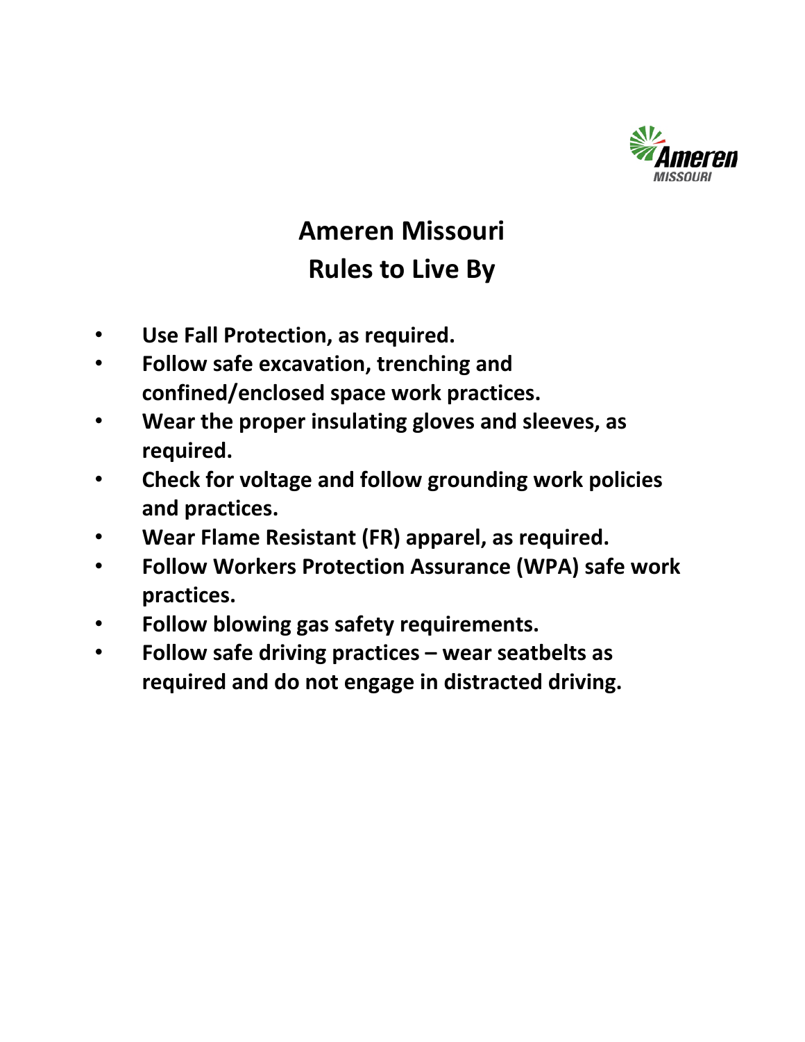# Ameren Missouri
# Rules to Live By

- **Use Fall Protection, as required.**
- **Follow safe excavation, trenching and confined/enclosed space work practices.**
- **Wear the proper insulating gloves and sleeves, as required.**
- **Check for voltage and follow grounding work policies and practices.**
- **Wear Flame Resistant (FR) apparel, as required.**
- **Follow Workers Protection Assurance (WPA) safe work practices.**
- **Follow blowing gas safety requirements.**
- **Follow safe driving practices – wear seatbelts as required and do not engage in distracted driving.**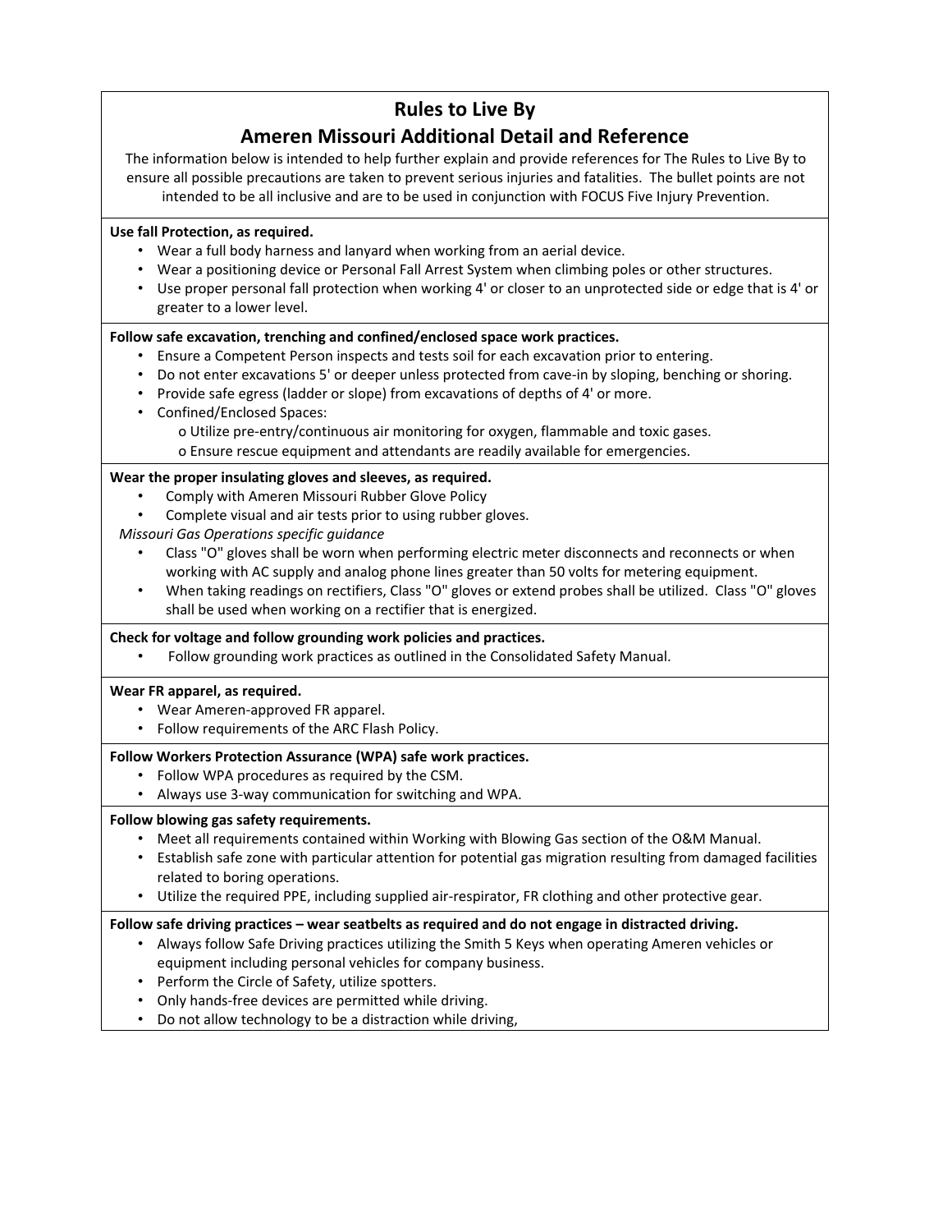# Rules to Live By

## Ameren Missouri Additional Detail and Reference

The information below is intended to help further explain and provide references for The Rules to Live By to ensure all possible precautions are taken to prevent serious injuries and fatalities. The bullet points are not intended to be all inclusive and are to be used in conjunction with FOCUS Five Injury Prevention.

**Use fall Protection, as required.**

- Wear a full body harness and lanyard when working from an aerial device.
- Wear a positioning device or Personal Fall Arrest System when climbing poles or other structures.
- Use proper personal fall protection when working 4' or closer to an unprotected side or edge that is 4' or greater to a lower level.

**Follow safe excavation, trenching and confined/enclosed space work practices.**

- Ensure a Competent Person inspects and tests soil for each excavation prior to entering.
- Do not enter excavations 5' or deeper unless protected from cave-in by sloping, benching or shoring.
- Provide safe egress (ladder or slope) from excavations of depths of 4' or more.
- Confined/Enclosed Spaces:
  - Utilize pre-entry/continuous air monitoring for oxygen, flammable and toxic gases.
  - Ensure rescue equipment and attendants are readily available for emergencies.

**Wear the proper insulating gloves and sleeves, as required.**

- Comply with Ameren Missouri Rubber Glove Policy
- Complete visual and air tests prior to using rubber gloves.

*Missouri Gas Operations specific guidance*

- Class "O" gloves shall be worn when performing electric meter disconnects and reconnects or when working with AC supply and analog phone lines greater than 50 volts for metering equipment.
- When taking readings on rectifiers, Class "O" gloves or extend probes shall be utilized. Class "O" gloves shall be used when working on a rectifier that is energized.

**Check for voltage and follow grounding work policies and practices.**

- Follow grounding work practices as outlined in the Consolidated Safety Manual.

**Wear FR apparel, as required.**

- Wear Ameren-approved FR apparel.
- Follow requirements of the ARC Flash Policy.

**Follow Workers Protection Assurance (WPA) safe work practices.**

- Follow WPA procedures as required by the CSM.
- Always use 3-way communication for switching and WPA.

**Follow blowing gas safety requirements.**

- Meet all requirements contained within Working with Blowing Gas section of the O&M Manual.
- Establish safe zone with particular attention for potential gas migration resulting from damaged facilities related to boring operations.
- Utilize the required PPE, including supplied air-respirator, FR clothing and other protective gear.

**Follow safe driving practices – wear seatbelts as required and do not engage in distracted driving.**

- Always follow Safe Driving practices utilizing the Smith 5 Keys when operating Ameren vehicles or equipment including personal vehicles for company business.
- Perform the Circle of Safety, utilize spotters.
- Only hands-free devices are permitted while driving.
- Do not allow technology to be a distraction while driving,